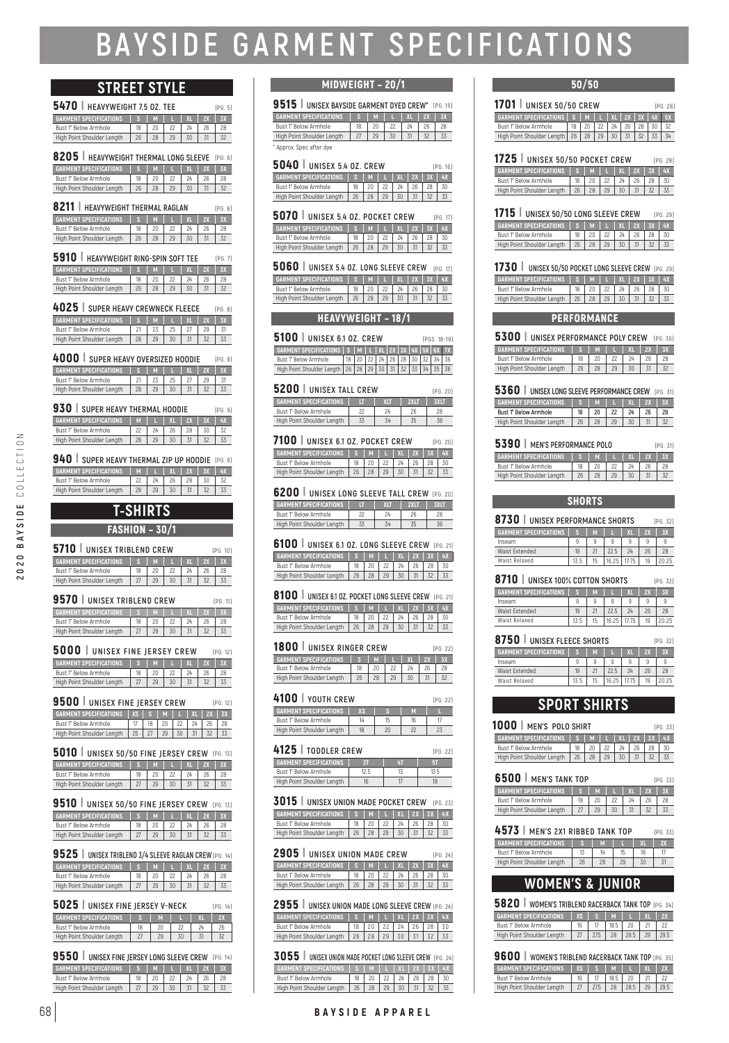# BAYSIDE GARMENT SPECIFICATIONS

## STREET STYLE

### 5470 | HEAVYWEIGHT 7.5 OZ. TEE (PG. 5)

| GARMENT SPECIFICATIONS | S | M | L | XL | 2X | 3X |
|---|---|---|---|---|---|---|
| Bust 1" Below Armhole | 18 | 20 | 22 | 24 | 26 | 28 |
| High Point Shoulder Length | 26 | 28 | 29 | 30 | 31 | 32 |

### 8205 | HEAVYWEIGHT THERMAL LONG SLEEVE (PG. 6)

| GARMENT SPECIFICATIONS | S | M | L | XL | 2X | 3X |
|---|---|---|---|---|---|---|
| Bust 1" Below Armhole | 18 | 20 | 22 | 24 | 26 | 28 |
| High Point Shoulder Length | 26 | 28 | 29 | 30 | 31 | 32 |

### 8211 | HEAVYWEIGHT THERMAL RAGLAN (PG. 6)

| GARMENT SPECIFICATIONS | S | M | L | XL | 2X | 3X |
|---|---|---|---|---|---|---|
| Bust 1" Below Armhole | 18 | 20 | 22 | 24 | 26 | 28 |
| High Point Shoulder Length | 26 | 28 | 29 | 30 | 31 | 32 |

### 5910 | HEAVYWEIGHT RING-SPIN SOFT TEE (PG. 7)

| GARMENT SPECIFICATIONS | S | M | L | XL | 2X | 3X |
|---|---|---|---|---|---|---|
| Bust 1" Below Armhole | 18 | 20 | 22 | 24 | 26 | 28 |
| High Point Shoulder Length | 26 | 28 | 29 | 30 | 31 | 32 |

### 4025 | SUPER HEAVY CREWNECK FLEECE (PG. 8)

| GARMENT SPECIFICATIONS | S | M | L | XL | 2X | 3X |
|---|---|---|---|---|---|---|
| Bust 1" Below Armhole | 21 | 23 | 25 | 27 | 29 | 31 |
| High Point Shoulder Length | 28 | 29 | 30 | 31 | 32 | 33 |

### 4000 | SUPER HEAVY OVERSIZED HOODIE (PG. 9)

| GARMENT SPECIFICATIONS | S | M | L | XL | 2X | 3X |
|---|---|---|---|---|---|---|
| Bust 1" Below Armhole | 21 | 23 | 25 | 27 | 29 | 31 |
| High Point Shoulder Length | 28 | 29 | 30 | 31 | 32 | 33 |

### 930 | SUPER HEAVY THERMAL HOODIE (PG. 9)

| GARMENT SPECIFICATIONS | M | L | XL | 2X | 3X | 4X |
|---|---|---|---|---|---|---|
| Bust 1" Below Armhole | 22 | 24 | 26 | 28 | 30 | 32 |
| High Point Shoulder Length | 28 | 29 | 30 | 31 | 32 | 33 |

### 940 | SUPER HEAVY THERMAL ZIP UP HOODIE (PG. 9)

| GARMENT SPECIFICATIONS | M | L | XL | 2X | 3X | 4X |
|---|---|---|---|---|---|---|
| Bust 1" Below Armhole | 22 | 24 | 26 | 28 | 30 | 32 |
| High Point Shoulder Length | 28 | 29 | 30 | 31 | 32 | 33 |

## T-SHIRTS

## FASHION – 30/1

### 5710 | UNISEX TRIBLEND CREW (PG. 10)

| GARMENT SPECIFICATIONS | S | M | L | XL | 2X | 3X |
|---|---|---|---|---|---|---|
| Bust 1" Below Armhole | 18 | 20 | 22 | 24 | 26 | 28 |
| High Point Shoulder Length | 27 | 29 | 30 | 31 | 32 | 33 |

### 9570 | UNISEX TRIBLEND CREW (PG. 11)

| GARMENT SPECIFICATIONS | S | M | L | XL | 2X | 3X |
|---|---|---|---|---|---|---|
| Bust 1" Below Armhole | 18 | 20 | 22 | 24 | 26 | 28 |
| High Point Shoulder Length | 27 | 29 | 30 | 31 | 32 | 33 |

### 5000 | UNISEX FINE JERSEY CREW (PG. 12)

| GARMENT SPECIFICATIONS | S | M | L | XL | 2X | 3X |
|---|---|---|---|---|---|---|
| Bust 1" Below Armhole | 18 | 20 | 22 | 24 | 26 | 28 |
| High Point Shoulder Length | 27 | 29 | 30 | 31 | 32 | 33 |

### 9500 | UNISEX FINE JERSEY CREW (PG. 12)

| GARMENT SPECIFICATIONS | XS | S | M | L | XL | 2X | 3X |
|---|---|---|---|---|---|---|---|
| Bust 1" Below Armhole | 17 | 18 | 20 | 22 | 24 | 26 | 28 |
| High Point Shoulder Length | 25 | 27 | 29 | 30 | 31 | 32 | 33 |

### 5010 | UNISEX 50/50 FINE JERSEY CREW (PG. 13)

| GARMENT SPECIFICATIONS | S | M | L | XL | 2X | 3X |
|---|---|---|---|---|---|---|
| Bust 1" Below Armhole | 18 | 20 | 22 | 24 | 26 | 28 |
| High Point Shoulder Length | 27 | 29 | 30 | 31 | 32 | 33 |

### 9510 | UNISEX 50/50 FINE JERSEY CREW (PG. 13)

| GARMENT SPECIFICATIONS | S | M | L | XL | 2X | 3X |
|---|---|---|---|---|---|---|
| Bust 1" Below Armhole | 18 | 20 | 22 | 24 | 26 | 28 |
| High Point Shoulder Length | 27 | 29 | 30 | 31 | 32 | 33 |

### 9525 | UNISEX TRIBLEND 3/4 SLEEVE RAGLAN CREW (PG. 14)

| GARMENT SPECIFICATIONS | S | M | L | XL | 2X | 3X |
|---|---|---|---|---|---|---|
| Bust 1" Below Armhole | 18 | 20 | 22 | 24 | 26 | 28 |
| High Point Shoulder Length | 27 | 29 | 30 | 31 | 32 | 33 |

### 5025 | UNISEX FINE JERSEY V-NECK (PG. 14)

| GARMENT SPECIFICATIONS | S | M | L | XL | 2X |
|---|---|---|---|---|---|
| Bust 1" Below Armhole | 18 | 20 | 22 | 24 | 26 |
| High Point Shoulder Length | 27 | 29 | 30 | 31 | 32 |

### 9550 | UNISEX FINE JERSEY LONG SLEEVE CREW (PG. 14)

| GARMENT SPECIFICATIONS | S | M | L | XL | 2X | 3X |
|---|---|---|---|---|---|---|
| Bust 1" Below Armhole | 18 | 20 | 22 | 24 | 26 | 28 |
| High Point Shoulder Length | 27 | 29 | 30 | 31 | 32 | 33 |

## MIDWEIGHT – 20/1

### 9515 | UNISEX BAYSIDE GARMENT DYED CREW* (PG. 15)

| GARMENT SPECIFICATIONS | S | M | L | XL | 2X | 3X |
|---|---|---|---|---|---|---|
| Bust 1" Below Armhole | 18 | 20 | 22 | 24 | 26 | 28 |
| High Point Shoulder Length | 27 | 29 | 30 | 31 | 32 | 33 |

* Approx. Spec after dye

### 5040 | UNISEX 5.4 OZ. CREW (PG. 16)

| GARMENT SPECIFICATIONS | S | M | L | XL | 2X | 3X | 4X |
|---|---|---|---|---|---|---|---|
| Bust 1" Below Armhole | 18 | 20 | 22 | 24 | 26 | 28 | 30 |
| High Point Shoulder Length | 26 | 28 | 29 | 30 | 31 | 32 | 33 |

### 5070 | UNISEX 5.4 OZ. POCKET CREW (PG. 17)

| GARMENT SPECIFICATIONS | S | M | L | XL | 2X | 3X | 4X |
|---|---|---|---|---|---|---|---|
| Bust 1" Below Armhole | 18 | 20 | 22 | 24 | 26 | 28 | 30 |
| High Point Shoulder Length | 26 | 28 | 29 | 30 | 31 | 32 | 33 |

### 5060 | UNISEX 5.4 OZ. LONG SLEEVE CREW (PG. 17)

| GARMENT SPECIFICATIONS | S | M | L | XL | 2X | 3X | 4X |
|---|---|---|---|---|---|---|---|
| Bust 1" Below Armhole | 18 | 20 | 22 | 24 | 26 | 28 | 30 |
| High Point Shoulder Length | 26 | 28 | 29 | 30 | 31 | 32 | 33 |

## HEAVYWEIGHT – 18/1

### 5100 | UNISEX 6.1 OZ. CREW (PGS. 18-19)

| GARMENT SPECIFICATIONS | S | M | L | XL | 2X | 3X | 4X | 5X | 6X | 7X |
|---|---|---|---|---|---|---|---|---|---|---|
| Bust 1" Below Armhole | 18 | 20 | 22 | 24 | 26 | 28 | 30 | 32 | 34 | 36 |
| High Point Shoulder Length | 26 | 28 | 29 | 30 | 31 | 32 | 33 | 34 | 35 | 36 |

### 5200 | UNISEX TALL CREW (PG. 20)

| GARMENT SPECIFICATIONS | LT | XLT | 2XLT | 3XLT |
|---|---|---|---|---|
| Bust 1" Below Armhole | 22 | 24 | 26 | 28 |
| High Point Shoulder Length | 33 | 34 | 35 | 36 |

### 7100 | UNISEX 6.1 OZ. POCKET CREW (PG. 20)

| GARMENT SPECIFICATIONS | S | M | L | XL | 2X | 3X | 4X |
|---|---|---|---|---|---|---|---|
| Bust 1" Below Armhole | 18 | 20 | 22 | 24 | 26 | 28 | 30 |
| High Point Shoulder Length | 26 | 28 | 29 | 30 | 31 | 32 | 33 |

### 6200 | UNISEX LONG SLEEVE TALL CREW (PG. 20)

| GARMENT SPECIFICATIONS | LT | XLT | 2XLT | 3XLT |
|---|---|---|---|---|
| Bust 1" Below Armhole | 22 | 24 | 26 | 28 |
| High Point Shoulder Length | 33 | 34 | 35 | 36 |

### 6100 | UNISEX 6.1 OZ. LONG SLEEVE CREW (PG. 21)

| GARMENT SPECIFICATIONS | S | M | L | XL | 2X | 3X | 4X |
|---|---|---|---|---|---|---|---|
| Bust 1" Below Armhole | 18 | 20 | 22 | 24 | 26 | 28 | 30 |
| High Point Shoulder Length | 26 | 28 | 29 | 30 | 31 | 32 | 33 |

### 8100 | UNISEX 6.1 OZ. POCKET LONG SLEEVE CREW (PG. 21)

| GARMENT SPECIFICATIONS | S | M | L | XL | 2X | 3X | 4X |
|---|---|---|---|---|---|---|---|
| Bust 1" Below Armhole | 18 | 20 | 22 | 24 | 26 | 28 | 30 |
| High Point Shoulder Length | 26 | 28 | 29 | 30 | 31 | 32 | 33 |

### 1800 | UNISEX RINGER CREW (PG. 22)

| GARMENT SPECIFICATIONS | S | M | L | XL | 2X | 3X |
|---|---|---|---|---|---|---|
| Bust 1" Below Armhole | 18 | 20 | 22 | 24 | 26 | 28 |
| High Point Shoulder Length | 26 | 28 | 29 | 30 | 31 | 32 |

### 4100 | YOUTH CREW (PG. 22)

| GARMENT SPECIFICATIONS | XS | S | M | L |
|---|---|---|---|---|
| Bust 1" Below Armhole | 14 | 15 | 16 | 17 |
| High Point Shoulder Length | 18 | 20 | 22 | 23 |

### 4125 | TODDLER CREW (PG. 22)

| GARMENT SPECIFICATIONS | 3T | 4T | 5T |
|---|---|---|---|
| Bust 1" Below Armhole | 12.5 | 13 | 13.5 |
| High Point Shoulder Length | 16 | 17 | 18 |

### 3015 | UNISEX UNION MADE POCKET CREW (PG. 23)

| GARMENT SPECIFICATIONS | S | M | L | XL | 2X | 3X | 4X |
|---|---|---|---|---|---|---|---|
| Bust 1" Below Armhole | 18 | 20 | 22 | 24 | 26 | 28 | 30 |
| High Point Shoulder Length | 26 | 28 | 29 | 30 | 31 | 32 | 33 |

### 2905 | UNISEX UNION MADE CREW (PG. 24)

| GARMENT SPECIFICATIONS | S | M | L | XL | 2X | 3X | 4X |
|---|---|---|---|---|---|---|---|
| Bust 1" Below Armhole | 18 | 20 | 22 | 24 | 26 | 28 | 30 |
| High Point Shoulder Length | 26 | 28 | 29 | 30 | 31 | 32 | 33 |

### 2955 | UNISEX UNION MADE LONG SLEEVE CREW (PG. 24)

| GARMENT SPECIFICATIONS | S | M | L | XL | 2X | 3X | 4X |
|---|---|---|---|---|---|---|---|
| Bust 1" Below Armhole | 18 | 20 | 22 | 24 | 26 | 28 | 30 |
| High Point Shoulder Length | 26 | 28 | 29 | 30 | 31 | 32 | 33 |

### 3055 | UNISEX UNION MADE POCKET LONG SLEEVE CREW (PG. 24)

| GARMENT SPECIFICATIONS | S | M | L | XL | 2X | 3X | 4X |
|---|---|---|---|---|---|---|---|
| Bust 1" Below Armhole | 18 | 20 | 22 | 24 | 26 | 28 | 30 |
| High Point Shoulder Length | 26 | 28 | 29 | 30 | 31 | 32 | 33 |

## 50/50

### 1701 | UNISEX 50/50 CREW (PG. 28)

| GARMENT SPECIFICATIONS | S | M | L | XL | 2X | 3X | 4X | 5X |
|---|---|---|---|---|---|---|---|---|
| Bust 1" Below Armhole | 18 | 20 | 22 | 24 | 26 | 28 | 30 | 32 |
| High Point Shoulder Length | 26 | 28 | 29 | 30 | 31 | 32 | 33 | 34 |

### 1725 | UNISEX 50/50 POCKET CREW (PG. 28)

| GARMENT SPECIFICATIONS | S | M | L | XL | 2X | 3X | 4X |
|---|---|---|---|---|---|---|---|
| Bust 1" Below Armhole | 18 | 20 | 22 | 24 | 26 | 28 | 30 |
| High Point Shoulder Length | 26 | 28 | 29 | 30 | 31 | 32 | 33 |

### 1715 | UNISEX 50/50 LONG SLEEVE CREW (PG. 29)

| GARMENT SPECIFICATIONS | S | M | L | XL | 2X | 3X | 4X |
|---|---|---|---|---|---|---|---|
| Bust 1" Below Armhole | 18 | 20 | 22 | 24 | 26 | 28 | 30 |
| High Point Shoulder Length | 26 | 28 | 29 | 30 | 31 | 32 | 33 |

### 1730 | UNISEX 50/50 POCKET LONG SLEEVE CREW (PG. 29)

| GARMENT SPECIFICATIONS | S | M | L | XL | 2X | 3X | 4X |
|---|---|---|---|---|---|---|---|
| Bust 1" Below Armhole | 18 | 20 | 22 | 24 | 26 | 28 | 30 |
| High Point Shoulder Length | 26 | 28 | 29 | 30 | 31 | 32 | 33 |

## PERFORMANCE

### 5300 | UNISEX PERFORMANCE POLY CREW (PG. 30)

| GARMENT SPECIFICATIONS | S | M | L | XL | 2X | 3X |
|---|---|---|---|---|---|---|
| Bust 1" Below Armhole | 18 | 20 | 22 | 24 | 26 | 28 |
| High Point Shoulder Length | 26 | 28 | 29 | 30 | 31 | 32 |

### 5360 | UNISEX LONG SLEEVE PERFORMANCE CREW (PG. 31)

| GARMENT SPECIFICATIONS | S | M | L | XL | 2X | 3X |
|---|---|---|---|---|---|---|
| Bust 1" Below Armhole | 18 | 20 | 22 | 24 | 26 | 28 |
| High Point Shoulder Length | 26 | 28 | 29 | 30 | 31 | 32 |

### 5390 | MEN'S PERFORMANCE POLO (PG. 31)

| GARMENT SPECIFICATIONS | S | M | L | XL | 2X | 3X |
|---|---|---|---|---|---|---|
| Bust 1" Below Armhole | 18 | 20 | 22 | 24 | 26 | 28 |
| High Point Shoulder Length | 26 | 28 | 29 | 30 | 31 | 32 |

## SHORTS

### 8730 | UNISEX PERFORMANCE SHORTS (PG. 32)

| GARMENT SPECIFICATIONS | S | M | L | XL | 2X | 3X |
|---|---|---|---|---|---|---|
| Inseam | 9 | 9 | 9 | 9 | 9 | 9 |
| Waist Extended | 19 | 21 | 22.5 | 24 | 26 | 28 |
| Waist Relaxed | 13.5 | 15 | 16.25 | 17.75 | 19 | 20.25 |

### 8710 | UNISEX 100% COTTON SHORTS (PG. 32)

| GARMENT SPECIFICATIONS | S | M | L | XL | 2X | 3X |
|---|---|---|---|---|---|---|
| Inseam | 9 | 9 | 9 | 9 | 9 | 9 |
| Waist Extended | 19 | 21 | 22.5 | 24 | 26 | 28 |
| Waist Relaxed | 13.5 | 15 | 16.25 | 17.75 | 19 | 20.25 |

### 8750 | UNISEX FLEECE SHORTS (PG. 32)

| GARMENT SPECIFICATIONS | S | M | L | XL | 2X | 3X |
|---|---|---|---|---|---|---|
| Inseam | 9 | 9 | 9 | 9 | 9 | 9 |
| Waist Extended | 19 | 21 | 22.5 | 24 | 26 | 28 |
| Waist Relaxed | 13.5 | 15 | 16.25 | 17.75 | 19 | 20.25 |

## SPORT SHIRTS

### 1000 | MEN'S POLO SHIRT (PG. 33)

| GARMENT SPECIFICATIONS | S | M | L | XL | 2X | 3X | 4X |
|---|---|---|---|---|---|---|---|
| Bust 1" Below Armhole | 18 | 20 | 22 | 24 | 26 | 28 | 30 |
| High Point Shoulder Length | 26 | 28 | 29 | 30 | 31 | 32 | 33 |

### 6500 | MEN'S TANK TOP (PG. 33)

| GARMENT SPECIFICATIONS | S | M | L | XL | 2X | 3X |
|---|---|---|---|---|---|---|
| Bust 1" Below Armhole | 18 | 20 | 22 | 24 | 26 | 28 |
| High Point Shoulder Length | 27 | 29 | 30 | 31 | 32 | 33 |

### 4573 | MEN'S 2X1 RIBBED TANK TOP (PG. 33)

| GARMENT SPECIFICATIONS | S | M | L | XL | 2X |
|---|---|---|---|---|---|
| Bust 1" Below Armhole | 13 | 14 | 15 | 16 | 17 |
| High Point Shoulder Length | 26 | 28 | 29 | 30 | 31 |

## WOMEN'S & JUNIOR

### 5820 | WOMEN'S TRIBLEND RACERBACK TANK TOP (PG. 34)

| GARMENT SPECIFICATIONS | XS | S | M | L | XL | 2X |
|---|---|---|---|---|---|---|
| Bust 1" Below Armhole | 16 | 17 | 18.5 | 20 | 21 | 22 |
| High Point Shoulder Length | 27 | 27.5 | 28 | 28.5 | 29 | 29.5 |

### 9600 | WOMEN'S TRIBLEND RACERBACK TANK TOP (PG. 35)

| GARMENT SPECIFICATIONS | XS | S | M | L | XL | 2X |
|---|---|---|---|---|---|---|
| Bust 1" Below Armhole | 16 | 17 | 18.5 | 20 | 21 | 22 |
| High Point Shoulder Length | 27 | 27.5 | 28 | 28.5 | 29 | 29.5 |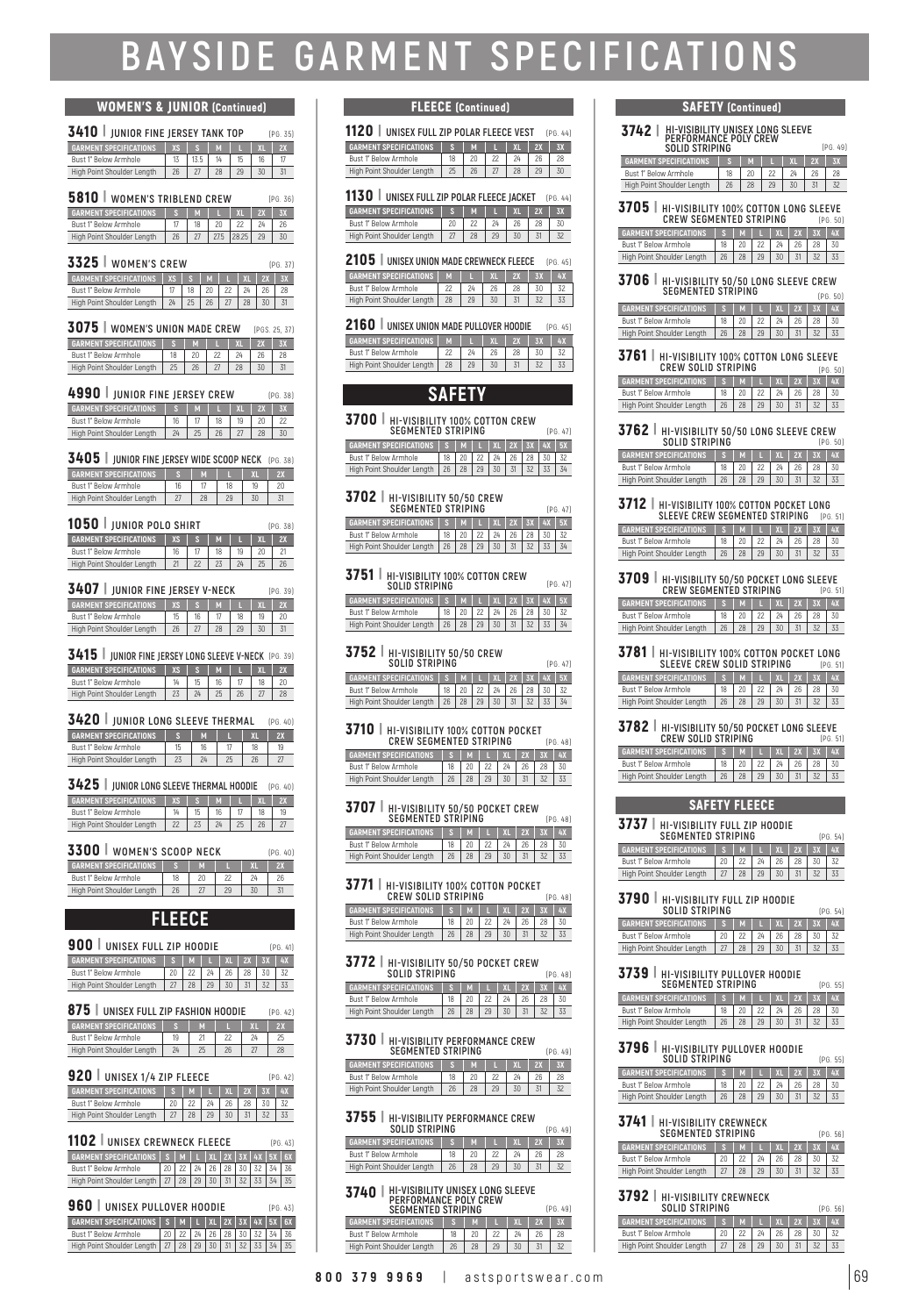# BAYSIDE GARMENT SPECIFICATIONS

## WOMEN'S & JUNIOR (Continued)

### 3410 | JUNIOR FINE JERSEY TANK TOP (PG. 35)

| GARMENT SPECIFICATIONS | XS | S | M | L | XL | 2X |
|---|---|---|---|---|---|---|
| Bust 1" Below Armhole | 13 | 13.5 | 14 | 15 | 16 | 17 |
| High Point Shoulder Length | 26 | 27 | 28 | 29 | 30 | 31 |

### 5810 | WOMEN'S TRIBLEND CREW (PG. 36)

| GARMENT SPECIFICATIONS | S | M | L | XL | 2X | 3X |
|---|---|---|---|---|---|---|
| Bust 1" Below Armhole | 17 | 18 | 20 | 22 | 24 | 26 |
| High Point Shoulder Length | 26 | 27 | 27.5 | 28.25 | 29 | 30 |

### 3325 | WOMEN'S CREW (PG. 37)

| GARMENT SPECIFICATIONS | XS | S | M | L | XL | 2X | 3X |
|---|---|---|---|---|---|---|---|
| Bust 1" Below Armhole | 17 | 18 | 20 | 22 | 24 | 26 | 28 |
| High Point Shoulder Length | 24 | 25 | 26 | 27 | 28 | 30 | 31 |

### 3075 | WOMEN'S UNION MADE CREW (PGS. 25, 37)

| GARMENT SPECIFICATIONS | S | M | L | XL | 2X | 3X |
|---|---|---|---|---|---|---|
| Bust 1" Below Armhole | 18 | 20 | 22 | 24 | 26 | 28 |
| High Point Shoulder Length | 25 | 26 | 27 | 28 | 30 | 31 |

### 4990 | JUNIOR FINE JERSEY CREW (PG. 38)

| GARMENT SPECIFICATIONS | S | M | L | XL | 2X | 3X |
|---|---|---|---|---|---|---|
| Bust 1" Below Armhole | 16 | 17 | 18 | 19 | 20 | 22 |
| High Point Shoulder Length | 24 | 25 | 26 | 27 | 28 | 30 |

### 3405 | JUNIOR FINE JERSEY WIDE SCOOP NECK (PG. 38)

| GARMENT SPECIFICATIONS | S | M | L | XL | 2X |
|---|---|---|---|---|---|
| Bust 1" Below Armhole | 16 | 17 | 18 | 19 | 20 |
| High Point Shoulder Length | 27 | 28 | 29 | 30 | 31 |

### 1050 | JUNIOR POLO SHIRT (PG. 38)

| GARMENT SPECIFICATIONS | XS | S | M | L | XL | 2X |
|---|---|---|---|---|---|---|
| Bust 1" Below Armhole | 16 | 17 | 18 | 19 | 20 | 21 |
| High Point Shoulder Length | 21 | 22 | 23 | 24 | 25 | 26 |

### 3407 | JUNIOR FINE JERSEY V-NECK (PG. 39)

| GARMENT SPECIFICATIONS | XS | S | M | L | XL | 2X |
|---|---|---|---|---|---|---|
| Bust 1" Below Armhole | 15 | 16 | 17 | 18 | 19 | 20 |
| High Point Shoulder Length | 26 | 27 | 28 | 29 | 30 | 31 |

### 3415 | JUNIOR FINE JERSEY LONG SLEEVE V-NECK (PG. 39)

| GARMENT SPECIFICATIONS | XS | S | M | L | XL | 2X |
|---|---|---|---|---|---|---|
| Bust 1" Below Armhole | 14 | 15 | 16 | 17 | 18 | 20 |
| High Point Shoulder Length | 23 | 24 | 25 | 26 | 27 | 28 |

### 3420 | JUNIOR LONG SLEEVE THERMAL (PG. 40)

| GARMENT SPECIFICATIONS | S | M | L | XL | 2X |
|---|---|---|---|---|---|
| Bust 1" Below Armhole | 15 | 16 | 17 | 18 | 19 |
| High Point Shoulder Length | 23 | 24 | 25 | 26 | 27 |

### 3425 | JUNIOR LONG SLEEVE THERMAL HOODIE (PG. 40)

| GARMENT SPECIFICATIONS | XS | S | M | L | XL | 2X |
|---|---|---|---|---|---|---|
| Bust 1" Below Armhole | 14 | 15 | 16 | 17 | 18 | 19 |
| High Point Shoulder Length | 22 | 23 | 24 | 25 | 26 | 27 |

### 3300 | WOMEN'S SCOOP NECK (PG. 40)

| GARMENT SPECIFICATIONS | S | M | L | XL | 2X |
|---|---|---|---|---|---|
| Bust 1" Below Armhole | 18 | 20 | 22 | 24 | 26 |
| High Point Shoulder Length | 26 | 27 | 29 | 30 | 31 |

## FLEECE

### 900 | UNISEX FULL ZIP HOODIE (PG. 41)

| GARMENT SPECIFICATIONS | S | M | L | XL | 2X | 3X | 4X |
|---|---|---|---|---|---|---|---|
| Bust 1" Below Armhole | 20 | 22 | 24 | 26 | 28 | 30 | 32 |
| High Point Shoulder Length | 27 | 28 | 29 | 30 | 31 | 32 | 33 |

### 875 | UNISEX FULL ZIP FASHION HOODIE (PG. 42)

| GARMENT SPECIFICATIONS | S | M | L | XL | 2X |
|---|---|---|---|---|---|
| Bust 1" Below Armhole | 19 | 21 | 22 | 24 | 25 |
| High Point Shoulder Length | 24 | 25 | 26 | 27 | 28 |

### 920 | UNISEX 1/4 ZIP FLEECE (PG. 42)

| GARMENT SPECIFICATIONS | S | M | L | XL | 2X | 3X | 4X |
|---|---|---|---|---|---|---|---|
| Bust 1" Below Armhole | 20 | 22 | 24 | 26 | 28 | 30 | 32 |
| High Point Shoulder Length | 27 | 28 | 29 | 30 | 31 | 32 | 33 |

### 1102 | UNISEX CREWNECK FLEECE (PG. 43)

| GARMENT SPECIFICATIONS | S | M | L | XL | 2X | 3X | 4X | 5X | 6X |
|---|---|---|---|---|---|---|---|---|---|
| Bust 1" Below Armhole | 20 | 22 | 24 | 26 | 28 | 30 | 32 | 34 | 36 |
| High Point Shoulder Length | 27 | 28 | 29 | 30 | 31 | 32 | 33 | 34 | 35 |

### 960 | UNISEX PULLOVER HOODIE (PG. 43)

| GARMENT SPECIFICATIONS | S | M | L | XL | 2X | 3X | 4X | 5X | 6X |
|---|---|---|---|---|---|---|---|---|---|
| Bust 1" Below Armhole | 20 | 22 | 24 | 26 | 28 | 30 | 32 | 34 | 36 |
| High Point Shoulder Length | 27 | 28 | 29 | 30 | 31 | 32 | 33 | 34 | 35 |

## FLEECE (Continued)

### 1120 | UNISEX FULL ZIP POLAR FLEECE VEST (PG. 44)

| GARMENT SPECIFICATIONS | S | M | L | XL | 2X | 3X |
|---|---|---|---|---|---|---|
| Bust 1" Below Armhole | 18 | 20 | 22 | 24 | 26 | 28 |
| High Point Shoulder Length | 25 | 26 | 27 | 28 | 29 | 30 |

### 1130 | UNISEX FULL ZIP POLAR FLEECE JACKET (PG. 44)

| GARMENT SPECIFICATIONS | S | M | L | XL | 2X | 3X |
|---|---|---|---|---|---|---|
| Bust 1" Below Armhole | 20 | 22 | 24 | 26 | 28 | 30 |
| High Point Shoulder Length | 27 | 28 | 29 | 30 | 31 | 32 |

### 2105 | UNISEX UNION MADE CREWNECK FLEECE (PG. 45)

| GARMENT SPECIFICATIONS | M | L | XL | 2X | 3X | 4X |
|---|---|---|---|---|---|---|
| Bust 1" Below Armhole | 22 | 24 | 26 | 28 | 30 | 32 |
| High Point Shoulder Length | 28 | 29 | 30 | 31 | 32 | 33 |

### 2160 | UNISEX UNION MADE PULLOVER HOODIE (PG. 45)

| GARMENT SPECIFICATIONS | M | L | XL | 2X | 3X | 4X |
|---|---|---|---|---|---|---|
| Bust 1" Below Armhole | 22 | 24 | 26 | 28 | 30 | 32 |
| High Point Shoulder Length | 28 | 29 | 30 | 31 | 32 | 33 |

## SAFETY

### 3700 | HI-VISIBILITY 100% COTTON CREW SEGMENTED STRIPING (PG. 47)

| GARMENT SPECIFICATIONS | S | M | L | XL | 2X | 3X | 4X | 5X |
|---|---|---|---|---|---|---|---|---|
| Bust 1" Below Armhole | 18 | 20 | 22 | 24 | 26 | 28 | 30 | 32 |
| High Point Shoulder Length | 26 | 28 | 29 | 30 | 31 | 32 | 33 | 34 |

### 3702 | HI-VISIBILITY 50/50 CREW SEGMENTED STRIPING (PG. 47)

| GARMENT SPECIFICATIONS | S | M | L | XL | 2X | 3X | 4X | 5X |
|---|---|---|---|---|---|---|---|---|
| Bust 1" Below Armhole | 18 | 20 | 22 | 24 | 26 | 28 | 30 | 32 |
| High Point Shoulder Length | 26 | 28 | 29 | 30 | 31 | 32 | 33 | 34 |

### 3751 | HI-VISIBILITY 100% COTTON CREW SOLID STRIPING (PG. 47)

| GARMENT SPECIFICATIONS | S | M | L | XL | 2X | 3X | 4X | 5X |
|---|---|---|---|---|---|---|---|---|
| Bust 1" Below Armhole | 18 | 20 | 22 | 24 | 26 | 28 | 30 | 32 |
| High Point Shoulder Length | 26 | 28 | 29 | 30 | 31 | 32 | 33 | 34 |

### 3752 | HI-VISIBILITY 50/50 CREW SOLID STRIPING (PG. 47)

| GARMENT SPECIFICATIONS | S | M | L | XL | 2X | 3X | 4X | 5X |
|---|---|---|---|---|---|---|---|---|
| Bust 1" Below Armhole | 18 | 20 | 22 | 24 | 26 | 28 | 30 | 32 |
| High Point Shoulder Length | 26 | 28 | 29 | 30 | 31 | 32 | 33 | 34 |

### 3710 | HI-VISIBILITY 100% COTTON POCKET CREW SEGMENTED STRIPING (PG. 48)

| GARMENT SPECIFICATIONS | S | M | L | XL | 2X | 3X | 4X |
|---|---|---|---|---|---|---|---|
| Bust 1" Below Armhole | 18 | 20 | 22 | 24 | 26 | 28 | 30 |
| High Point Shoulder Length | 26 | 28 | 29 | 30 | 31 | 32 | 33 |

### 3707 | HI-VISIBILITY 50/50 POCKET CREW SEGMENTED STRIPING (PG. 48)

| GARMENT SPECIFICATIONS | S | M | L | XL | 2X | 3X | 4X |
|---|---|---|---|---|---|---|---|
| Bust 1" Below Armhole | 18 | 20 | 22 | 24 | 26 | 28 | 30 |
| High Point Shoulder Length | 26 | 28 | 29 | 30 | 31 | 32 | 33 |

### 3771 | HI-VISIBILITY 100% COTTON POCKET CREW SOLID STRIPING (PG. 48)

| GARMENT SPECIFICATIONS | S | M | L | XL | 2X | 3X | 4X |
|---|---|---|---|---|---|---|---|
| Bust 1" Below Armhole | 18 | 20 | 22 | 24 | 26 | 28 | 30 |
| High Point Shoulder Length | 26 | 28 | 29 | 30 | 31 | 32 | 33 |

### 3772 | HI-VISIBILITY 50/50 POCKET CREW SOLID STRIPING (PG. 48)

| GARMENT SPECIFICATIONS | S | M | L | XL | 2X | 3X | 4X |
|---|---|---|---|---|---|---|---|
| Bust 1" Below Armhole | 18 | 20 | 22 | 24 | 26 | 28 | 30 |
| High Point Shoulder Length | 26 | 28 | 29 | 30 | 31 | 32 | 33 |

### 3730 | HI-VISIBILITY PERFORMANCE CREW SEGMENTED STRIPING (PG. 49)

| GARMENT SPECIFICATIONS | S | M | L | XL | 2X | 3X |
|---|---|---|---|---|---|---|
| Bust 1" Below Armhole | 18 | 20 | 22 | 24 | 26 | 28 |
| High Point Shoulder Length | 26 | 28 | 29 | 30 | 31 | 32 |

### 3755 | HI-VISIBILITY PERFORMANCE CREW SOLID STRIPING (PG. 49)

| GARMENT SPECIFICATIONS | S | M | L | XL | 2X | 3X |
|---|---|---|---|---|---|---|
| Bust 1" Below Armhole | 18 | 20 | 22 | 24 | 26 | 28 |
| High Point Shoulder Length | 26 | 28 | 29 | 30 | 31 | 32 |

### 3740 | HI-VISIBILITY UNISEX LONG SLEEVE PERFORMANCE POLY CREW SEGMENTED STRIPING (PG. 49)

| GARMENT SPECIFICATIONS | S | M | L | XL | 2X | 3X |
|---|---|---|---|---|---|---|
| Bust 1" Below Armhole | 18 | 20 | 22 | 24 | 26 | 28 |
| High Point Shoulder Length | 26 | 28 | 29 | 30 | 31 | 32 |

## SAFETY (Continued)

### 3742 | HI-VISIBILITY UNISEX LONG SLEEVE PERFORMANCE POLY CREW SOLID STRIPING (PG. 49)

| GARMENT SPECIFICATIONS | S | M | L | XL | 2X | 3X |
|---|---|---|---|---|---|---|
| Bust 1" Below Armhole | 18 | 20 | 22 | 24 | 26 | 28 |
| High Point Shoulder Length | 26 | 28 | 29 | 30 | 31 | 32 |

### 3705 | HI-VISIBILITY 100% COTTON LONG SLEEVE CREW SEGMENTED STRIPING (PG. 50)

| GARMENT SPECIFICATIONS | S | M | L | XL | 2X | 3X | 4X |
|---|---|---|---|---|---|---|---|
| Bust 1" Below Armhole | 18 | 20 | 22 | 24 | 26 | 28 | 30 |
| High Point Shoulder Length | 26 | 28 | 29 | 30 | 31 | 32 | 33 |

### 3706 | HI-VISIBILITY 50/50 LONG SLEEVE CREW SEGMENTED STRIPING (PG. 50)

| GARMENT SPECIFICATIONS | S | M | L | XL | 2X | 3X | 4X |
|---|---|---|---|---|---|---|---|
| Bust 1" Below Armhole | 18 | 20 | 22 | 24 | 26 | 28 | 30 |
| High Point Shoulder Length | 26 | 28 | 29 | 30 | 31 | 32 | 33 |

### 3761 | HI-VISIBILITY 100% COTTON LONG SLEEVE CREW SOLID STRIPING (PG. 50)

| GARMENT SPECIFICATIONS | S | M | L | XL | 2X | 3X | 4X |
|---|---|---|---|---|---|---|---|
| Bust 1" Below Armhole | 18 | 20 | 22 | 24 | 26 | 28 | 30 |
| High Point Shoulder Length | 26 | 28 | 29 | 30 | 31 | 32 | 33 |

### 3762 | HI-VISIBILITY 50/50 LONG SLEEVE CREW SOLID STRIPING (PG. 50)

| GARMENT SPECIFICATIONS | S | M | L | XL | 2X | 3X | 4X |
|---|---|---|---|---|---|---|---|
| Bust 1" Below Armhole | 18 | 20 | 22 | 24 | 26 | 28 | 30 |
| High Point Shoulder Length | 26 | 28 | 29 | 30 | 31 | 32 | 33 |

### 3712 | HI-VISIBILITY 100% COTTON POCKET LONG SLEEVE CREW SEGMENTED STRIPING (PG. 51)

| GARMENT SPECIFICATIONS | S | M | L | XL | 2X | 3X | 4X |
|---|---|---|---|---|---|---|---|
| Bust 1" Below Armhole | 18 | 20 | 22 | 24 | 26 | 28 | 30 |
| High Point Shoulder Length | 26 | 28 | 29 | 30 | 31 | 32 | 33 |

### 3709 | HI-VISIBILITY 50/50 POCKET LONG SLEEVE CREW SEGMENTED STRIPING (PG. 51)

| GARMENT SPECIFICATIONS | S | M | L | XL | 2X | 3X | 4X |
|---|---|---|---|---|---|---|---|
| Bust 1" Below Armhole | 18 | 20 | 22 | 24 | 26 | 28 | 30 |
| High Point Shoulder Length | 26 | 28 | 29 | 30 | 31 | 32 | 33 |

### 3781 | HI-VISIBILITY 100% COTTON POCKET LONG SLEEVE CREW SOLID STRIPING (PG. 51)

| GARMENT SPECIFICATIONS | S | M | L | XL | 2X | 3X | 4X |
|---|---|---|---|---|---|---|---|
| Bust 1" Below Armhole | 18 | 20 | 22 | 24 | 26 | 28 | 30 |
| High Point Shoulder Length | 26 | 28 | 29 | 30 | 31 | 32 | 33 |

### 3782 | HI-VISIBILITY 50/50 POCKET LONG SLEEVE CREW SOLID STRIPING (PG. 51)

| GARMENT SPECIFICATIONS | S | M | L | XL | 2X | 3X | 4X |
|---|---|---|---|---|---|---|---|
| Bust 1" Below Armhole | 18 | 20 | 22 | 24 | 26 | 28 | 30 |
| High Point Shoulder Length | 26 | 28 | 29 | 30 | 31 | 32 | 33 |

## SAFETY FLEECE

### 3737 | HI-VISIBILITY FULL ZIP HOODIE SEGMENTED STRIPING (PG. 54)

| GARMENT SPECIFICATIONS | S | M | L | XL | 2X | 3X | 4X |
|---|---|---|---|---|---|---|---|
| Bust 1" Below Armhole | 20 | 22 | 24 | 26 | 28 | 30 | 32 |
| High Point Shoulder Length | 27 | 28 | 29 | 30 | 31 | 32 | 33 |

### 3790 | HI-VISIBILITY FULL ZIP HOODIE SOLID STRIPING (PG. 54)

| GARMENT SPECIFICATIONS | S | M | L | XL | 2X | 3X | 4X |
|---|---|---|---|---|---|---|---|
| Bust 1" Below Armhole | 20 | 22 | 24 | 26 | 28 | 30 | 32 |
| High Point Shoulder Length | 27 | 28 | 29 | 30 | 31 | 32 | 33 |

### 3739 | HI-VISIBILITY PULLOVER HOODIE SEGMENTED STRIPING (PG. 55)

| GARMENT SPECIFICATIONS | S | M | L | XL | 2X | 3X | 4X |
|---|---|---|---|---|---|---|---|
| Bust 1" Below Armhole | 18 | 20 | 22 | 24 | 26 | 28 | 30 |
| High Point Shoulder Length | 26 | 28 | 29 | 30 | 31 | 32 | 33 |

### 3796 | HI-VISIBILITY PULLOVER HOODIE SOLID STRIPING (PG. 55)

| GARMENT SPECIFICATIONS | S | M | L | XL | 2X | 3X | 4X |
|---|---|---|---|---|---|---|---|
| Bust 1" Below Armhole | 18 | 20 | 22 | 24 | 26 | 28 | 30 |
| High Point Shoulder Length | 26 | 28 | 29 | 30 | 31 | 32 | 33 |

### 3741 | HI-VISIBILITY CREWNECK SEGMENTED STRIPING (PG. 56)

| GARMENT SPECIFICATIONS | S | M | L | XL | 2X | 3X | 4X |
|---|---|---|---|---|---|---|---|
| Bust 1" Below Armhole | 20 | 22 | 24 | 26 | 28 | 30 | 32 |
| High Point Shoulder Length | 27 | 28 | 29 | 30 | 31 | 32 | 33 |

### 3792 | HI-VISIBILITY CREWNECK SOLID STRIPING (PG. 56)

| GARMENT SPECIFICATIONS | S | M | L | XL | 2X | 3X | 4X |
|---|---|---|---|---|---|---|---|
| Bust 1" Below Armhole | 20 | 22 | 24 | 26 | 28 | 30 | 32 |
| High Point Shoulder Length | 27 | 28 | 29 | 30 | 31 | 32 | 33 |

**800 379 9969** | astsportswear.com